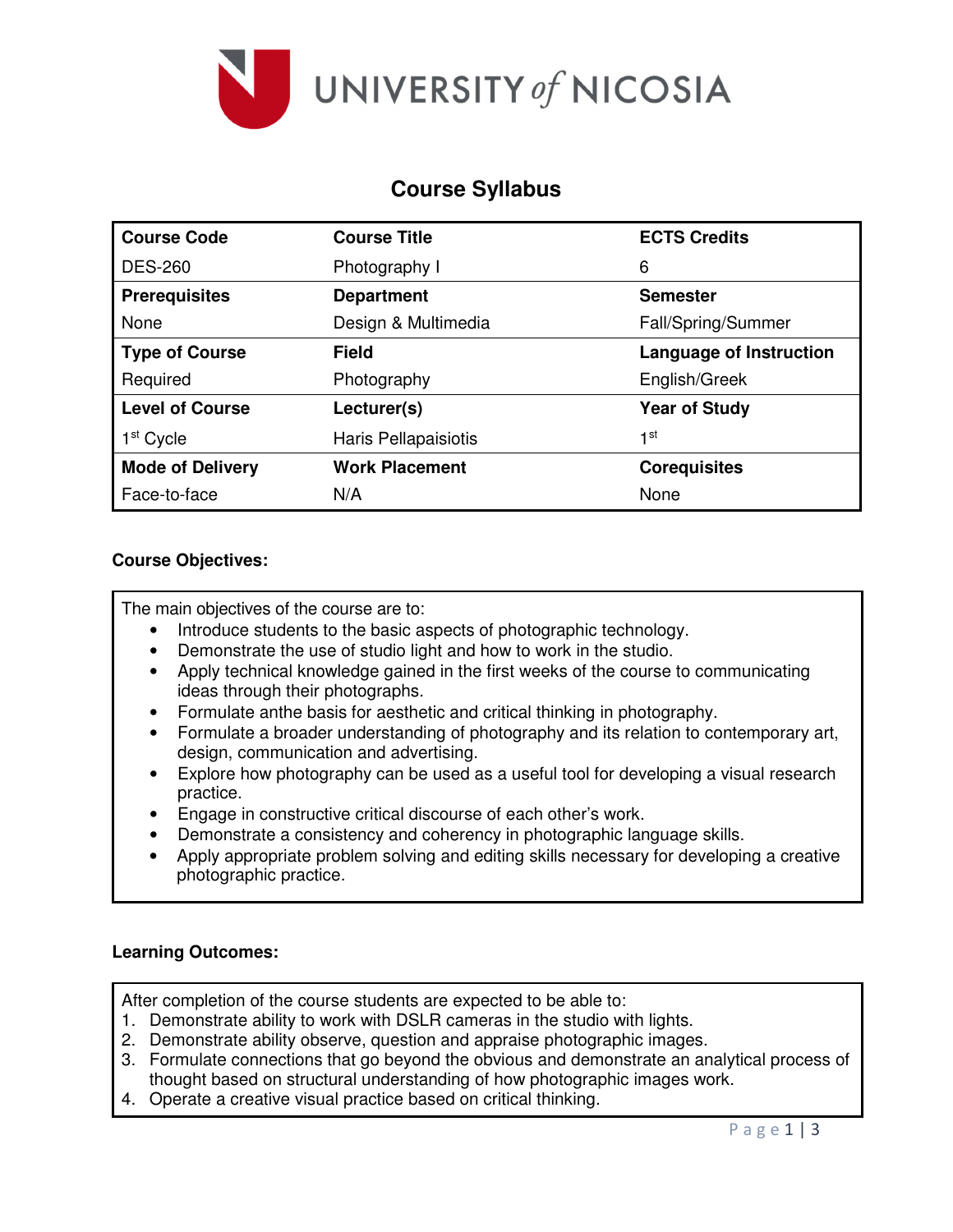UNIVERSITY of NICOSIA

# Course Syllabus

| | | |
|---|---|---|
| **Course Code** | **Course Title** | **ECTS Credits** |
| DES-260 | Photography I | 6 |
| **Prerequisites** | **Department** | **Semester** |
| None | Design & Multimedia | Fall/Spring/Summer |
| **Type of Course** | **Field** | **Language of Instruction** |
| Required | Photography | English/Greek |
| **Level of Course** | **Lecturer(s)** | **Year of Study** |
| 1st Cycle | Haris Pellapaisiotis | 1st |
| **Mode of Delivery** | **Work Placement** | **Corequisites** |
| Face-to-face | N/A | None |

**Course Objectives:**

The main objectives of the course are to:

- Introduce students to the basic aspects of photographic technology.
- Demonstrate the use of studio light and how to work in the studio.
- Apply technical knowledge gained in the first weeks of the course to communicating ideas through their photographs.
- Formulate anthe basis for aesthetic and critical thinking in photography.
- Formulate a broader understanding of photography and its relation to contemporary art, design, communication and advertising.
- Explore how photography can be used as a useful tool for developing a visual research practice.
- Engage in constructive critical discourse of each other's work.
- Demonstrate a consistency and coherency in photographic language skills.
- Apply appropriate problem solving and editing skills necessary for developing a creative photographic practice.

**Learning Outcomes:**

After completion of the course students are expected to be able to:

1. Demonstrate ability to work with DSLR cameras in the studio with lights.
2. Demonstrate ability observe, question and appraise photographic images.
3. Formulate connections that go beyond the obvious and demonstrate an analytical process of thought based on structural understanding of how photographic images work.
4. Operate a creative visual practice based on critical thinking.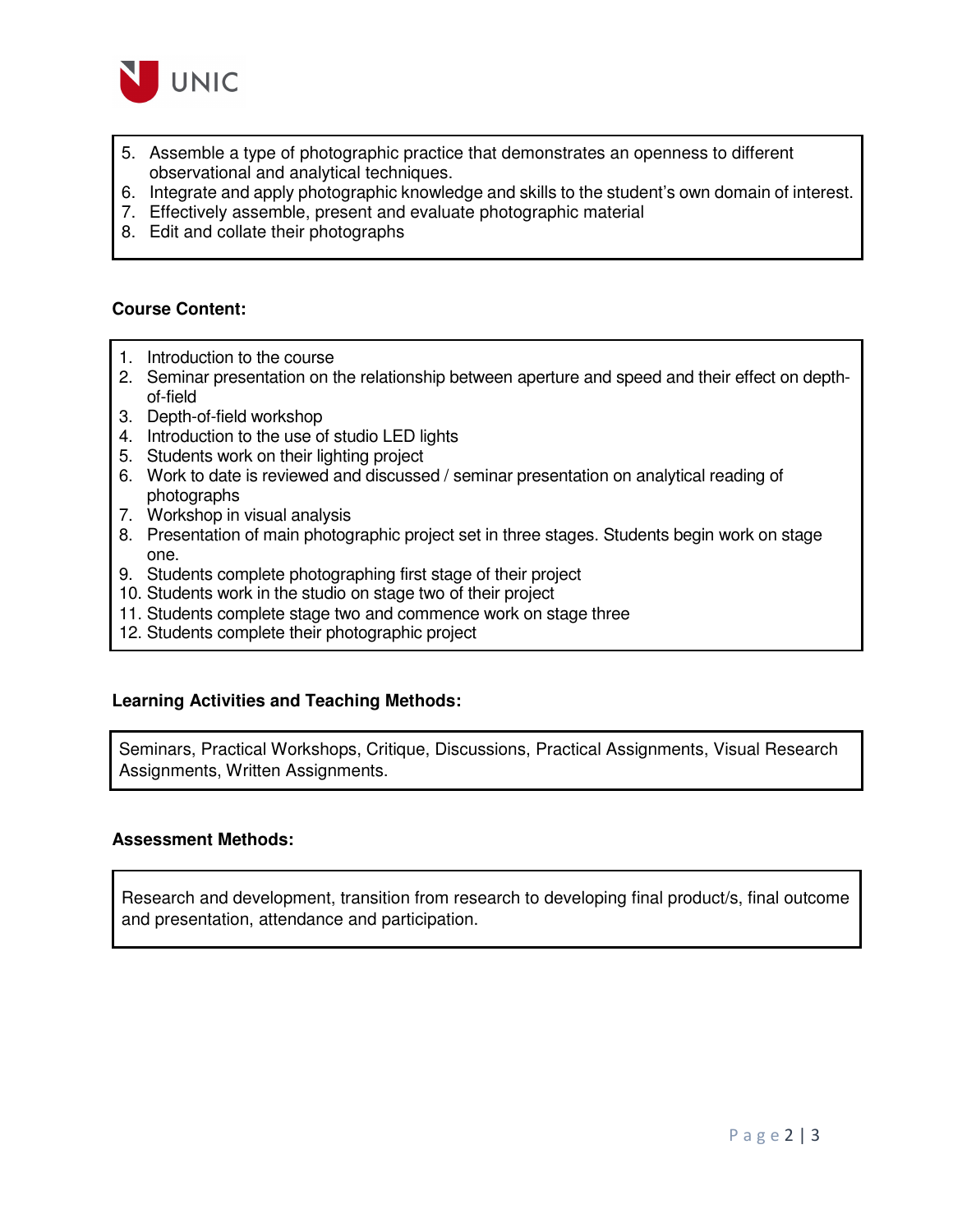5. Assemble a type of photographic practice that demonstrates an openness to different observational and analytical techniques.
6. Integrate and apply photographic knowledge and skills to the student's own domain of interest.
7. Effectively assemble, present and evaluate photographic material
8. Edit and collate their photographs

**Course Content:**

1. Introduction to the course
2. Seminar presentation on the relationship between aperture and speed and their effect on depth-of-field
3. Depth-of-field workshop
4. Introduction to the use of studio LED lights
5. Students work on their lighting project
6. Work to date is reviewed and discussed / seminar presentation on analytical reading of photographs
7. Workshop in visual analysis
8. Presentation of main photographic project set in three stages. Students begin work on stage one.
9. Students complete photographing first stage of their project
10. Students work in the studio on stage two of their project
11. Students complete stage two and commence work on stage three
12. Students complete their photographic project

**Learning Activities and Teaching Methods:**

Seminars, Practical Workshops, Critique, Discussions, Practical Assignments, Visual Research Assignments, Written Assignments.

**Assessment Methods:**

Research and development, transition from research to developing final product/s, final outcome and presentation, attendance and participation.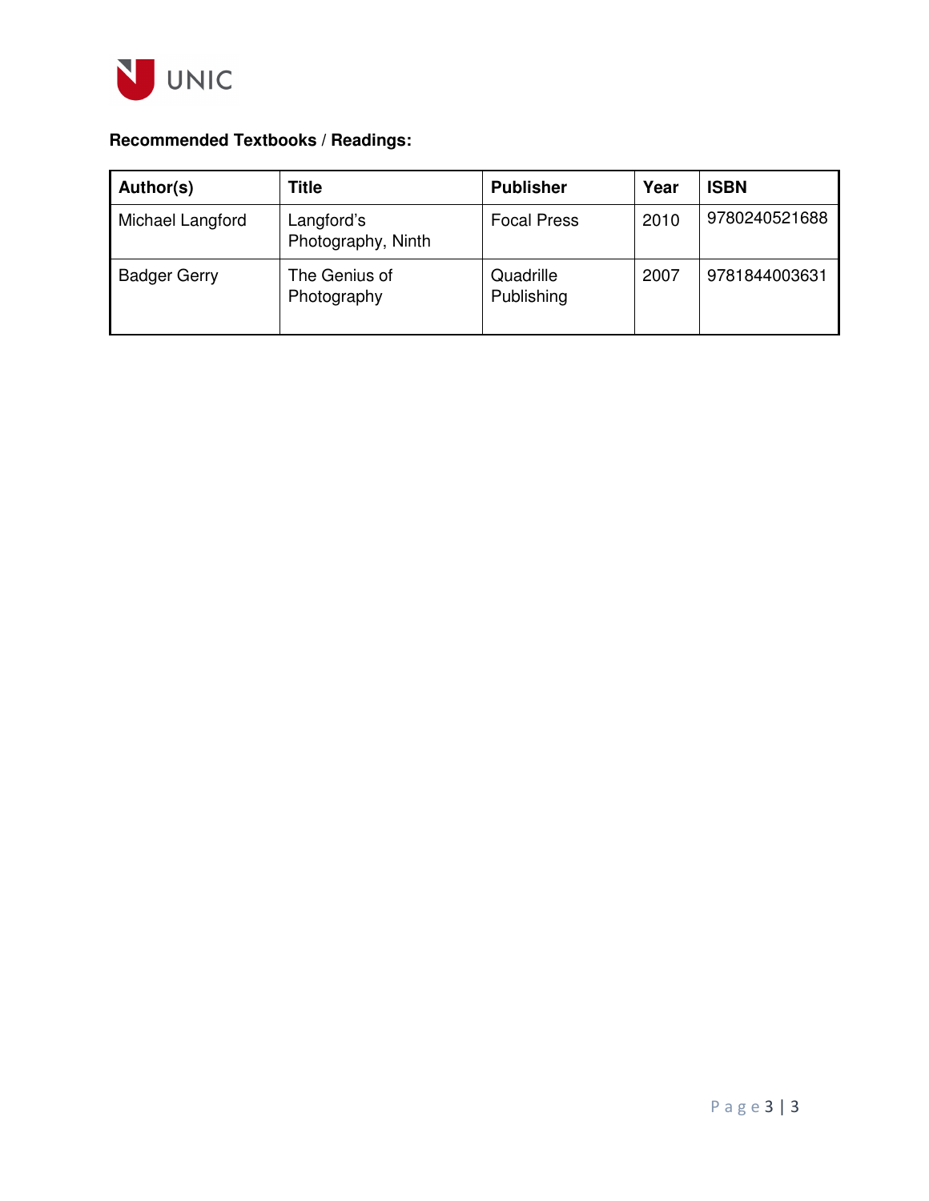**Recommended Textbooks / Readings:**

| Author(s) | Title | Publisher | Year | ISBN |
|---|---|---|---|---|
| Michael Langford | Langford's Photography, Ninth | Focal Press | 2010 | 9780240521688 |
| Badger Gerry | The Genius of Photography | Quadrille Publishing | 2007 | 9781844003631 |